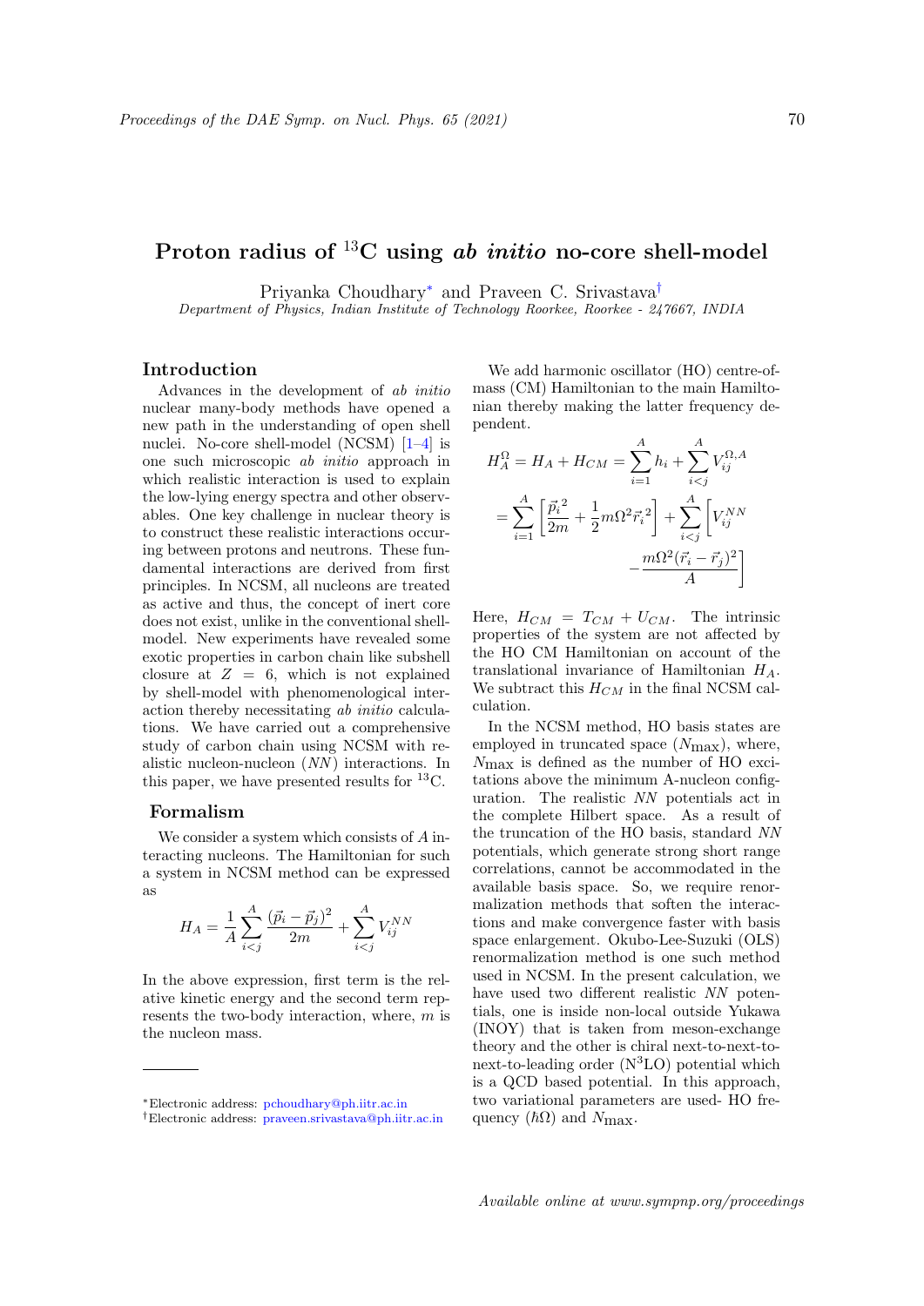# Proton radius of $^{13}$C using *ab initio* no-core shell-model

Priyanka Choudhary[*] and Praveen C. Srivastava[†]

*Department of Physics, Indian Institute of Technology Roorkee, Roorkee - 247667, INDIA*

## Introduction

Advances in the development of *ab initio* nuclear many-body methods have opened a new path in the understanding of open shell nuclei. No-core shell-model (NCSM) [1–4] is one such microscopic *ab initio* approach in which realistic interaction is used to explain the low-lying energy spectra and other observables. One key challenge in nuclear theory is to construct these realistic interactions occurring between protons and neutrons. These fundamental interactions are derived from first principles. In NCSM, all nucleons are treated as active and thus, the concept of inert core does not exist, unlike in the conventional shell-model. New experiments have revealed some exotic properties in carbon chain like subshell closure at $Z = 6$, which is not explained by shell-model with phenomenological interaction thereby necessitating *ab initio* calculations. We have carried out a comprehensive study of carbon chain using NCSM with realistic nucleon-nucleon (*NN*) interactions. In this paper, we have presented results for $^{13}$C.

## Formalism

We consider a system which consists of $A$ interacting nucleons. The Hamiltonian for such a system in NCSM method can be expressed as

$$H_A = \frac{1}{A}\sum_{i<j}^{A}\frac{(\vec{p}_i - \vec{p}_j)^2}{2m} + \sum_{i<j}^{A} V_{ij}^{NN}$$

In the above expression, first term is the relative kinetic energy and the second term represents the two-body interaction, where, $m$ is the nucleon mass.

We add harmonic oscillator (HO) centre-of-mass (CM) Hamiltonian to the main Hamiltonian thereby making the latter frequency dependent.

$$H_A^{\Omega} = H_A + H_{CM} = \sum_{i=1}^{A} h_i + \sum_{i<j}^{A} V_{ij}^{\Omega,A}$$

$$= \sum_{i=1}^{A}\left[\frac{\vec{p}_i^{\,2}}{2m} + \frac{1}{2}m\Omega^2\vec{r}_i^{\,2}\right] + \sum_{i<j}^{A}\left[V_{ij}^{NN} - \frac{m\Omega^2(\vec{r}_i - \vec{r}_j)^2}{A}\right]$$

Here, $H_{CM} = T_{CM} + U_{CM}$. The intrinsic properties of the system are not affected by the HO CM Hamiltonian on account of the translational invariance of Hamiltonian $H_A$. We subtract this $H_{CM}$ in the final NCSM calculation.

In the NCSM method, HO basis states are employed in truncated space ($N_{\max}$), where, $N_{\max}$ is defined as the number of HO excitations above the minimum A-nucleon configuration. The realistic *NN* potentials act in the complete Hilbert space. As a result of the truncation of the HO basis, standard *NN* potentials, which generate strong short range correlations, cannot be accommodated in the available basis space. So, we require renormalization methods that soften the interactions and make convergence faster with basis space enlargement. Okubo-Lee-Suzuki (OLS) renormalization method is one such method used in NCSM. In the present calculation, we have used two different realistic *NN* potentials, one is inside non-local outside Yukawa (INOY) that is taken from meson-exchange theory and the other is chiral next-to-next-to-next-to-leading order (N$^3$LO) potential which is a QCD based potential. In this approach, two variational parameters are used- HO frequency ($\hbar\Omega$) and $N_{\max}$.

---

[*] Electronic address: pchoudhary@ph.iitr.ac.in

[†] Electronic address: praveen.srivastava@ph.iitr.ac.in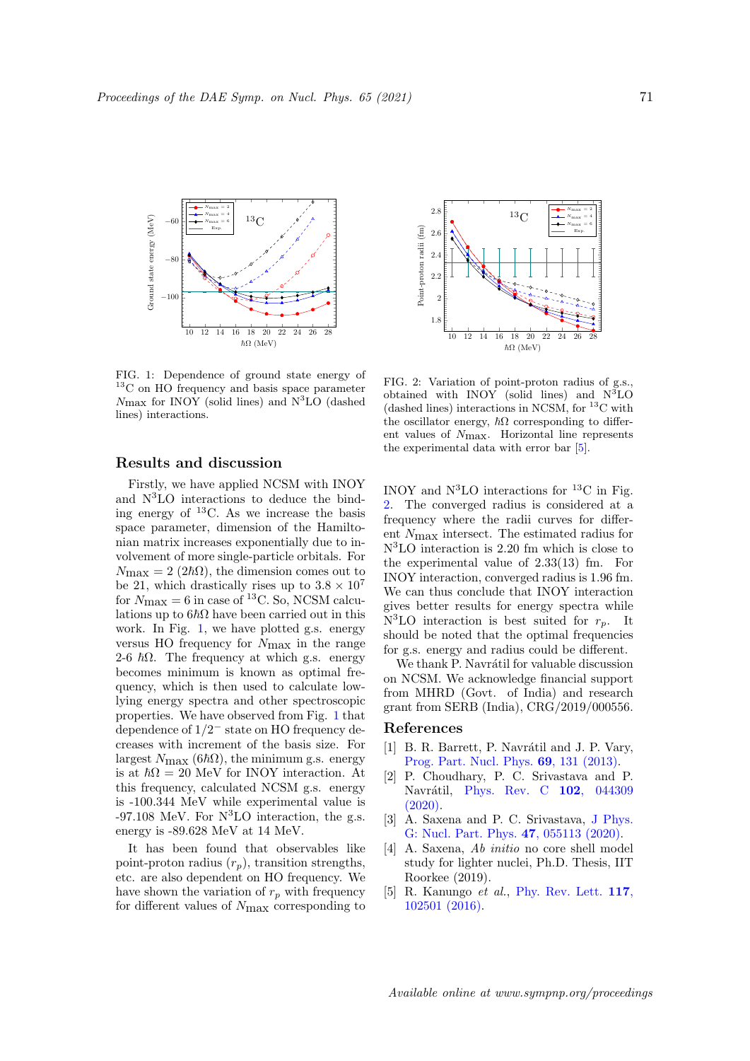−60
−80
−100
Ground state energy (MeV)
10 12 14 16 18 20 22 24 26 28
$\hbar\Omega$ (MeV)
$^{13}$C
$N_{\max} = 2$
$N_{\max} = 4$
$N_{\max} = 6$
Exp

FIG. 1: Dependence of ground state energy of $^{13}$C on HO frequency and basis space parameter $N$max for INOY (solid lines) and N$^3$LO (dashed lines) interactions.

2.8
2.6
2.4
2.2
2
1.8
Point-proton radii (fm)
10 12 14 16 18 20 22 24 26 28
$\hbar\Omega$ (MeV)
$^{13}$C
$N_{\max} = 2$
$N_{\max} = 4$
$N_{\max} = 6$
Exp

FIG. 2: Variation of point-proton radius of g.s., obtained with INOY (solid lines) and N$^3$LO (dashed lines) interactions in NCSM, for $^{13}$C with the oscillator energy, $\hbar\Omega$ corresponding to different values of $N_{\rm max}$. Horizontal line represents the experimental data with error bar [5].

## Results and discussion

Firstly, we have applied NCSM with INOY and N$^3$LO interactions to deduce the binding energy of $^{13}$C. As we increase the basis space parameter, dimension of the Hamiltonian matrix increases exponentially due to involvement of more single-particle orbitals. For $N_{\rm max} = 2$ ($2\hbar\Omega$), the dimension comes out to be 21, which drastically rises up to $3.8 \times 10^7$ for $N_{\rm max} = 6$ in case of $^{13}$C. So, NCSM calculations up to $6\hbar\Omega$ have been carried out in this work. In Fig. 1, we have plotted g.s. energy versus HO frequency for $N_{\rm max}$ in the range 2-6 $\hbar\Omega$. The frequency at which g.s. energy becomes minimum is known as optimal frequency, which is then used to calculate low-lying energy spectra and other spectroscopic properties. We have observed from Fig. 1 that dependence of $1/2^-$ state on HO frequency decreases with increment of the basis size. For largest $N_{\rm max}$ ($6\hbar\Omega$), the minimum g.s. energy is at $\hbar\Omega = 20$ MeV for INOY interaction. At this frequency, calculated NCSM g.s. energy is -100.344 MeV while experimental value is -97.108 MeV. For N$^3$LO interaction, the g.s. energy is -89.628 MeV at 14 MeV.

It has been found that observables like point-proton radius ($r_p$), transition strengths, etc. are also dependent on HO frequency. We have shown the variation of $r_p$ with frequency for different values of $N_{\rm max}$ corresponding to INOY and N$^3$LO interactions for $^{13}$C in Fig. 2. The converged radius is considered at a frequency where the radii curves for different $N_{\rm max}$ intersect. The estimated radius for N$^3$LO interaction is 2.20 fm which is close to the experimental value of 2.33(13) fm. For INOY interaction, converged radius is 1.96 fm. We can thus conclude that INOY interaction gives better results for energy spectra while N$^3$LO interaction is best suited for $r_p$. It should be noted that the optimal frequencies for g.s. energy and radius could be different.

We thank P. Navrátil for valuable discussion on NCSM. We acknowledge financial support from MHRD (Govt. of India) and research grant from SERB (India), CRG/2019/000556.

## References

[1] B. R. Barrett, P. Navrátil and J. P. Vary, Prog. Part. Nucl. Phys. **69**, 131 (2013).

[2] P. Choudhary, P. C. Srivastava and P. Navrátil, Phys. Rev. C **102**, 044309 (2020).

[3] A. Saxena and P. C. Srivastava, J Phys. G: Nucl. Part. Phys. **47**, 055113 (2020).

[4] A. Saxena, *Ab initio* no core shell model study for lighter nuclei, Ph.D. Thesis, IIT Roorkee (2019).

[5] R. Kanungo *et al.*, Phy. Rev. Lett. **117**, 102501 (2016).